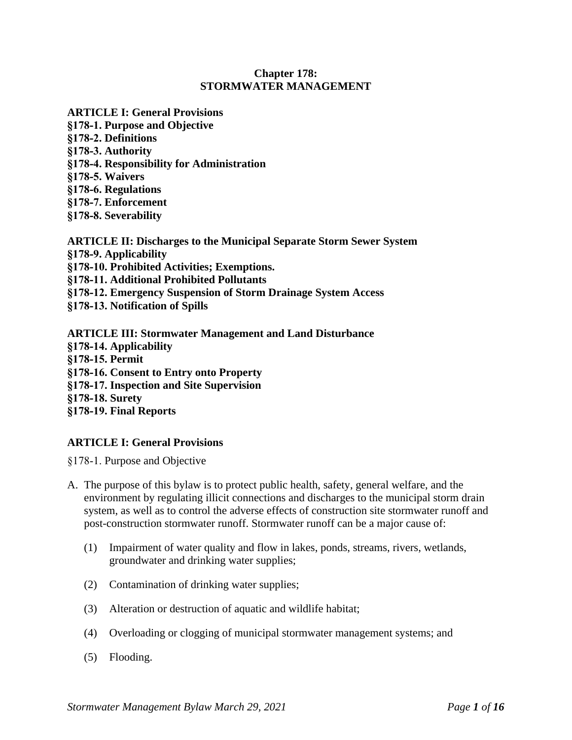# Chapter 178: STORMWATER MANAGEMENT

**ARTICLE I: General Provisions**
**§178-1. Purpose and Objective**
**§178-2. Definitions**
**§178-3. Authority**
**§178-4. Responsibility for Administration**
**§178-5. Waivers**
**§178-6. Regulations**
**§178-7. Enforcement**
**§178-8. Severability**

**ARTICLE II: Discharges to the Municipal Separate Storm Sewer System**
**§178-9. Applicability**
**§178-10. Prohibited Activities; Exemptions.**
**§178-11. Additional Prohibited Pollutants**
**§178-12. Emergency Suspension of Storm Drainage System Access**
**§178-13. Notification of Spills**

**ARTICLE III: Stormwater Management and Land Disturbance**
**§178-14. Applicability**
**§178-15. Permit**
**§178-16. Consent to Entry onto Property**
**§178-17. Inspection and Site Supervision**
**§178-18. Surety**
**§178-19. Final Reports**

## ARTICLE I: General Provisions

### §178-1. Purpose and Objective

A. The purpose of this bylaw is to protect public health, safety, general welfare, and the environment by regulating illicit connections and discharges to the municipal storm drain system, as well as to control the adverse effects of construction site stormwater runoff and post-construction stormwater runoff. Stormwater runoff can be a major cause of:

   (1) Impairment of water quality and flow in lakes, ponds, streams, rivers, wetlands, groundwater and drinking water supplies;

   (2) Contamination of drinking water supplies;

   (3) Alteration or destruction of aquatic and wildlife habitat;

   (4) Overloading or clogging of municipal stormwater management systems; and

   (5) Flooding.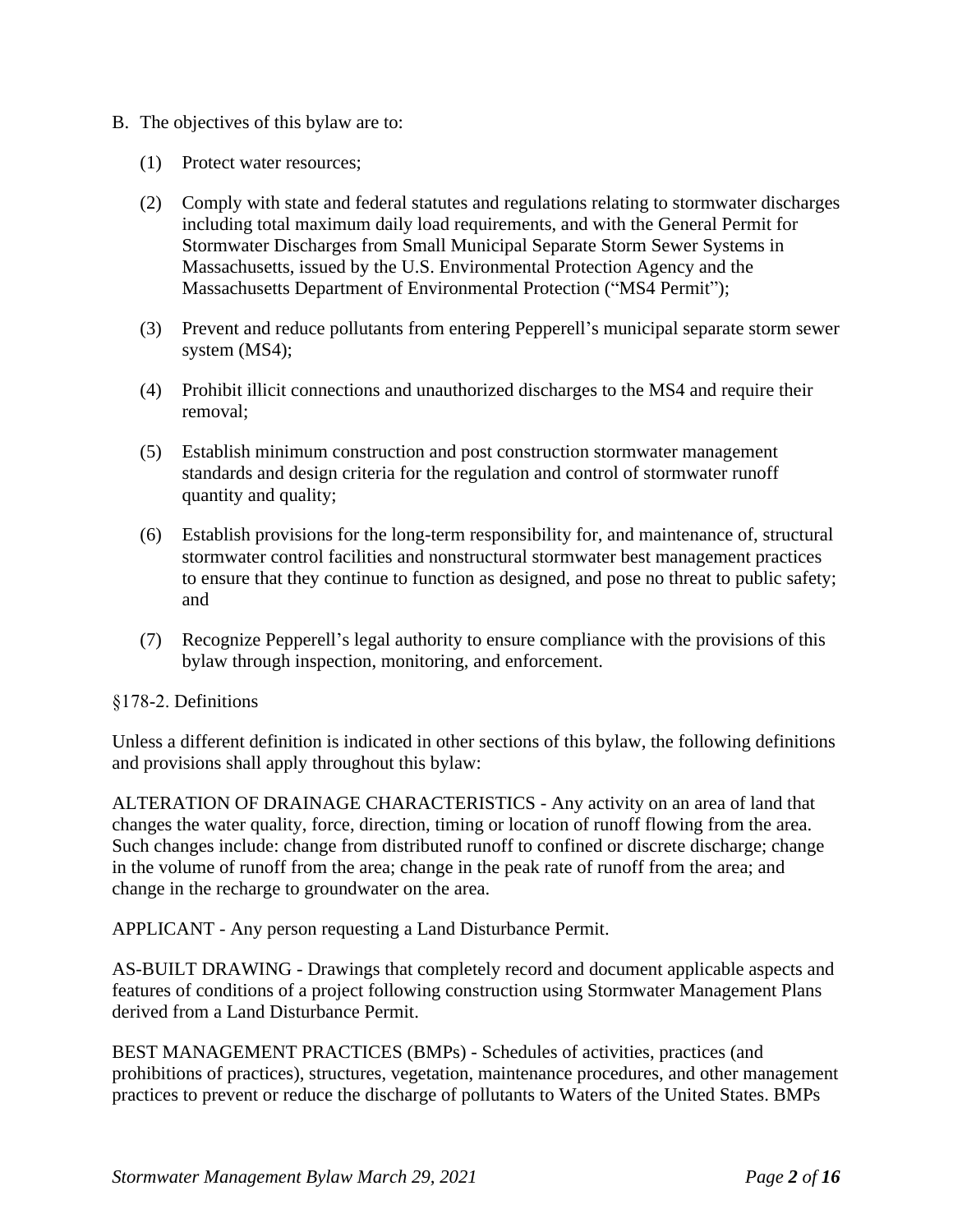B. The objectives of this bylaw are to:

(1) Protect water resources;

(2) Comply with state and federal statutes and regulations relating to stormwater discharges including total maximum daily load requirements, and with the General Permit for Stormwater Discharges from Small Municipal Separate Storm Sewer Systems in Massachusetts, issued by the U.S. Environmental Protection Agency and the Massachusetts Department of Environmental Protection ("MS4 Permit");

(3) Prevent and reduce pollutants from entering Pepperell's municipal separate storm sewer system (MS4);

(4) Prohibit illicit connections and unauthorized discharges to the MS4 and require their removal;

(5) Establish minimum construction and post construction stormwater management standards and design criteria for the regulation and control of stormwater runoff quantity and quality;

(6) Establish provisions for the long-term responsibility for, and maintenance of, structural stormwater control facilities and nonstructural stormwater best management practices to ensure that they continue to function as designed, and pose no threat to public safety; and

(7) Recognize Pepperell's legal authority to ensure compliance with the provisions of this bylaw through inspection, monitoring, and enforcement.

§178-2. Definitions

Unless a different definition is indicated in other sections of this bylaw, the following definitions and provisions shall apply throughout this bylaw:

ALTERATION OF DRAINAGE CHARACTERISTICS - Any activity on an area of land that changes the water quality, force, direction, timing or location of runoff flowing from the area. Such changes include: change from distributed runoff to confined or discrete discharge; change in the volume of runoff from the area; change in the peak rate of runoff from the area; and change in the recharge to groundwater on the area.

APPLICANT - Any person requesting a Land Disturbance Permit.

AS-BUILT DRAWING - Drawings that completely record and document applicable aspects and features of conditions of a project following construction using Stormwater Management Plans derived from a Land Disturbance Permit.

BEST MANAGEMENT PRACTICES (BMPs) - Schedules of activities, practices (and prohibitions of practices), structures, vegetation, maintenance procedures, and other management practices to prevent or reduce the discharge of pollutants to Waters of the United States. BMPs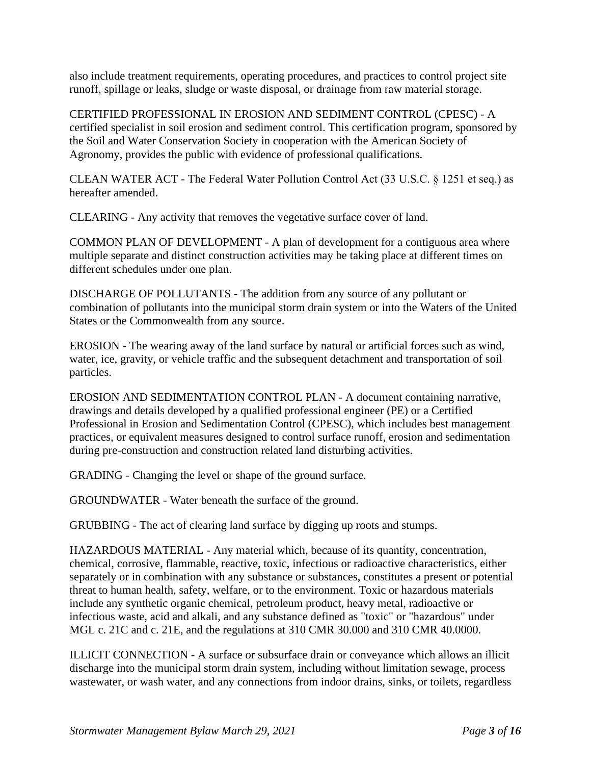also include treatment requirements, operating procedures, and practices to control project site runoff, spillage or leaks, sludge or waste disposal, or drainage from raw material storage.

CERTIFIED PROFESSIONAL IN EROSION AND SEDIMENT CONTROL (CPESC) - A certified specialist in soil erosion and sediment control. This certification program, sponsored by the Soil and Water Conservation Society in cooperation with the American Society of Agronomy, provides the public with evidence of professional qualifications.

CLEAN WATER ACT - The Federal Water Pollution Control Act (33 U.S.C. § 1251 et seq.) as hereafter amended.

CLEARING - Any activity that removes the vegetative surface cover of land.

COMMON PLAN OF DEVELOPMENT - A plan of development for a contiguous area where multiple separate and distinct construction activities may be taking place at different times on different schedules under one plan.

DISCHARGE OF POLLUTANTS - The addition from any source of any pollutant or combination of pollutants into the municipal storm drain system or into the Waters of the United States or the Commonwealth from any source.

EROSION - The wearing away of the land surface by natural or artificial forces such as wind, water, ice, gravity, or vehicle traffic and the subsequent detachment and transportation of soil particles.

EROSION AND SEDIMENTATION CONTROL PLAN - A document containing narrative, drawings and details developed by a qualified professional engineer (PE) or a Certified Professional in Erosion and Sedimentation Control (CPESC), which includes best management practices, or equivalent measures designed to control surface runoff, erosion and sedimentation during pre-construction and construction related land disturbing activities.

GRADING - Changing the level or shape of the ground surface.

GROUNDWATER - Water beneath the surface of the ground.

GRUBBING - The act of clearing land surface by digging up roots and stumps.

HAZARDOUS MATERIAL - Any material which, because of its quantity, concentration, chemical, corrosive, flammable, reactive, toxic, infectious or radioactive characteristics, either separately or in combination with any substance or substances, constitutes a present or potential threat to human health, safety, welfare, or to the environment. Toxic or hazardous materials include any synthetic organic chemical, petroleum product, heavy metal, radioactive or infectious waste, acid and alkali, and any substance defined as "toxic" or "hazardous" under MGL c. 21C and c. 21E, and the regulations at 310 CMR 30.000 and 310 CMR 40.0000.

ILLICIT CONNECTION - A surface or subsurface drain or conveyance which allows an illicit discharge into the municipal storm drain system, including without limitation sewage, process wastewater, or wash water, and any connections from indoor drains, sinks, or toilets, regardless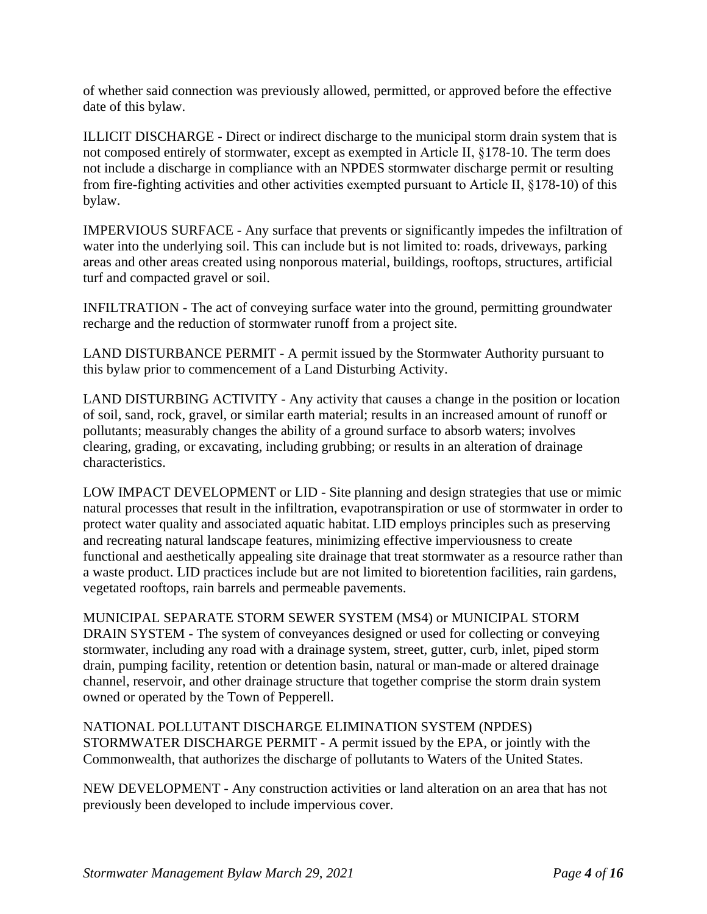of whether said connection was previously allowed, permitted, or approved before the effective date of this bylaw.

ILLICIT DISCHARGE - Direct or indirect discharge to the municipal storm drain system that is not composed entirely of stormwater, except as exempted in Article II, §178-10. The term does not include a discharge in compliance with an NPDES stormwater discharge permit or resulting from fire-fighting activities and other activities exempted pursuant to Article II, §178-10) of this bylaw.

IMPERVIOUS SURFACE - Any surface that prevents or significantly impedes the infiltration of water into the underlying soil. This can include but is not limited to: roads, driveways, parking areas and other areas created using nonporous material, buildings, rooftops, structures, artificial turf and compacted gravel or soil.

INFILTRATION - The act of conveying surface water into the ground, permitting groundwater recharge and the reduction of stormwater runoff from a project site.

LAND DISTURBANCE PERMIT - A permit issued by the Stormwater Authority pursuant to this bylaw prior to commencement of a Land Disturbing Activity.

LAND DISTURBING ACTIVITY - Any activity that causes a change in the position or location of soil, sand, rock, gravel, or similar earth material; results in an increased amount of runoff or pollutants; measurably changes the ability of a ground surface to absorb waters; involves clearing, grading, or excavating, including grubbing; or results in an alteration of drainage characteristics.

LOW IMPACT DEVELOPMENT or LID - Site planning and design strategies that use or mimic natural processes that result in the infiltration, evapotranspiration or use of stormwater in order to protect water quality and associated aquatic habitat. LID employs principles such as preserving and recreating natural landscape features, minimizing effective imperviousness to create functional and aesthetically appealing site drainage that treat stormwater as a resource rather than a waste product. LID practices include but are not limited to bioretention facilities, rain gardens, vegetated rooftops, rain barrels and permeable pavements.

MUNICIPAL SEPARATE STORM SEWER SYSTEM (MS4) or MUNICIPAL STORM DRAIN SYSTEM - The system of conveyances designed or used for collecting or conveying stormwater, including any road with a drainage system, street, gutter, curb, inlet, piped storm drain, pumping facility, retention or detention basin, natural or man-made or altered drainage channel, reservoir, and other drainage structure that together comprise the storm drain system owned or operated by the Town of Pepperell.

NATIONAL POLLUTANT DISCHARGE ELIMINATION SYSTEM (NPDES) STORMWATER DISCHARGE PERMIT - A permit issued by the EPA, or jointly with the Commonwealth, that authorizes the discharge of pollutants to Waters of the United States.

NEW DEVELOPMENT - Any construction activities or land alteration on an area that has not previously been developed to include impervious cover.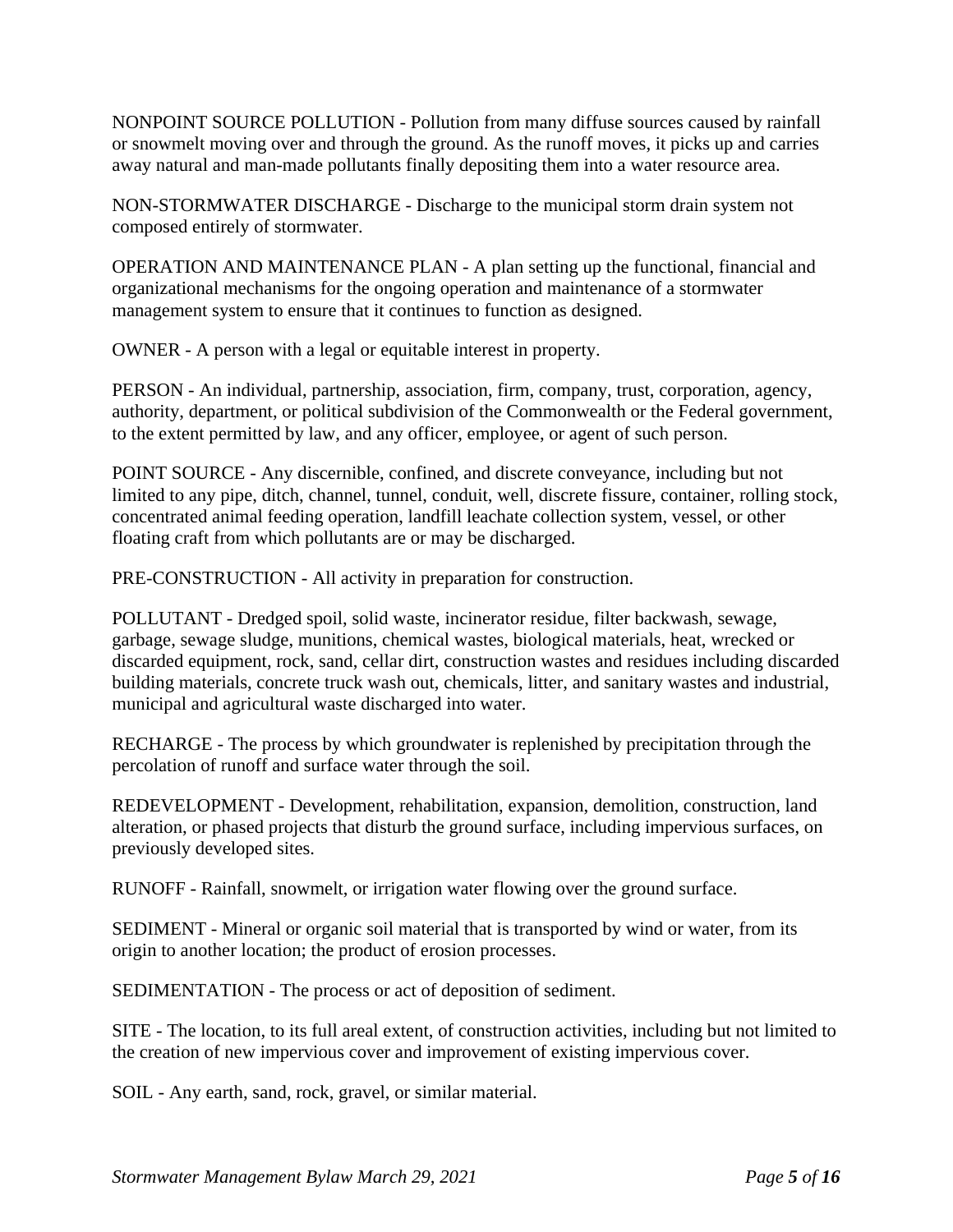NONPOINT SOURCE POLLUTION - Pollution from many diffuse sources caused by rainfall or snowmelt moving over and through the ground. As the runoff moves, it picks up and carries away natural and man-made pollutants finally depositing them into a water resource area.

NON-STORMWATER DISCHARGE - Discharge to the municipal storm drain system not composed entirely of stormwater.

OPERATION AND MAINTENANCE PLAN - A plan setting up the functional, financial and organizational mechanisms for the ongoing operation and maintenance of a stormwater management system to ensure that it continues to function as designed.

OWNER - A person with a legal or equitable interest in property.

PERSON - An individual, partnership, association, firm, company, trust, corporation, agency, authority, department, or political subdivision of the Commonwealth or the Federal government, to the extent permitted by law, and any officer, employee, or agent of such person.

POINT SOURCE - Any discernible, confined, and discrete conveyance, including but not limited to any pipe, ditch, channel, tunnel, conduit, well, discrete fissure, container, rolling stock, concentrated animal feeding operation, landfill leachate collection system, vessel, or other floating craft from which pollutants are or may be discharged.

PRE-CONSTRUCTION - All activity in preparation for construction.

POLLUTANT - Dredged spoil, solid waste, incinerator residue, filter backwash, sewage, garbage, sewage sludge, munitions, chemical wastes, biological materials, heat, wrecked or discarded equipment, rock, sand, cellar dirt, construction wastes and residues including discarded building materials, concrete truck wash out, chemicals, litter, and sanitary wastes and industrial, municipal and agricultural waste discharged into water.

RECHARGE - The process by which groundwater is replenished by precipitation through the percolation of runoff and surface water through the soil.

REDEVELOPMENT - Development, rehabilitation, expansion, demolition, construction, land alteration, or phased projects that disturb the ground surface, including impervious surfaces, on previously developed sites.

RUNOFF - Rainfall, snowmelt, or irrigation water flowing over the ground surface.

SEDIMENT - Mineral or organic soil material that is transported by wind or water, from its origin to another location; the product of erosion processes.

SEDIMENTATION - The process or act of deposition of sediment.

SITE - The location, to its full areal extent, of construction activities, including but not limited to the creation of new impervious cover and improvement of existing impervious cover.

SOIL - Any earth, sand, rock, gravel, or similar material.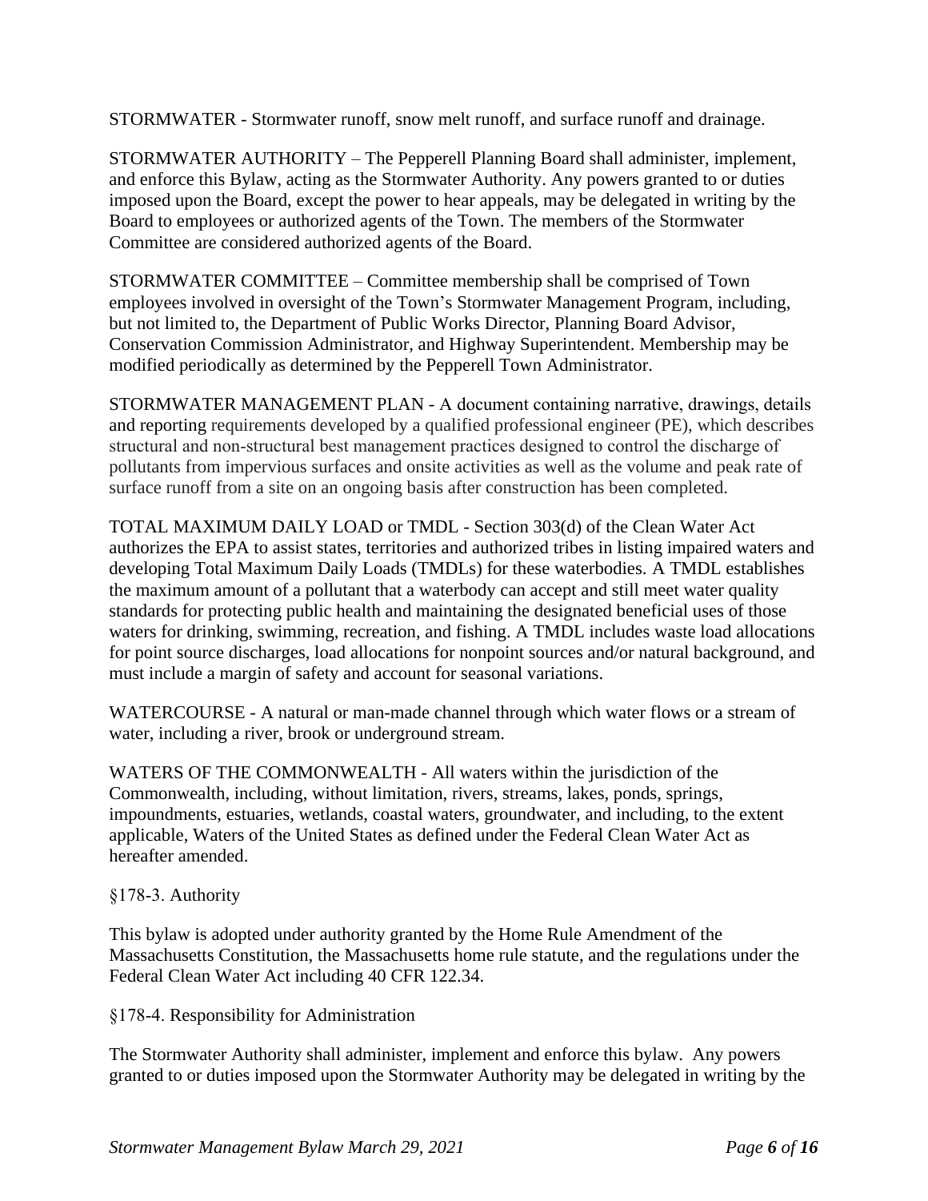STORMWATER - Stormwater runoff, snow melt runoff, and surface runoff and drainage.

STORMWATER AUTHORITY – The Pepperell Planning Board shall administer, implement, and enforce this Bylaw, acting as the Stormwater Authority. Any powers granted to or duties imposed upon the Board, except the power to hear appeals, may be delegated in writing by the Board to employees or authorized agents of the Town. The members of the Stormwater Committee are considered authorized agents of the Board.

STORMWATER COMMITTEE – Committee membership shall be comprised of Town employees involved in oversight of the Town's Stormwater Management Program, including, but not limited to, the Department of Public Works Director, Planning Board Advisor, Conservation Commission Administrator, and Highway Superintendent. Membership may be modified periodically as determined by the Pepperell Town Administrator.

STORMWATER MANAGEMENT PLAN - A document containing narrative, drawings, details and reporting requirements developed by a qualified professional engineer (PE), which describes structural and non-structural best management practices designed to control the discharge of pollutants from impervious surfaces and onsite activities as well as the volume and peak rate of surface runoff from a site on an ongoing basis after construction has been completed.

TOTAL MAXIMUM DAILY LOAD or TMDL - Section 303(d) of the Clean Water Act authorizes the EPA to assist states, territories and authorized tribes in listing impaired waters and developing Total Maximum Daily Loads (TMDLs) for these waterbodies. A TMDL establishes the maximum amount of a pollutant that a waterbody can accept and still meet water quality standards for protecting public health and maintaining the designated beneficial uses of those waters for drinking, swimming, recreation, and fishing. A TMDL includes waste load allocations for point source discharges, load allocations for nonpoint sources and/or natural background, and must include a margin of safety and account for seasonal variations.

WATERCOURSE - A natural or man-made channel through which water flows or a stream of water, including a river, brook or underground stream.

WATERS OF THE COMMONWEALTH - All waters within the jurisdiction of the Commonwealth, including, without limitation, rivers, streams, lakes, ponds, springs, impoundments, estuaries, wetlands, coastal waters, groundwater, and including, to the extent applicable, Waters of the United States as defined under the Federal Clean Water Act as hereafter amended.

§178-3. Authority

This bylaw is adopted under authority granted by the Home Rule Amendment of the Massachusetts Constitution, the Massachusetts home rule statute, and the regulations under the Federal Clean Water Act including 40 CFR 122.34.

§178-4. Responsibility for Administration

The Stormwater Authority shall administer, implement and enforce this bylaw. Any powers granted to or duties imposed upon the Stormwater Authority may be delegated in writing by the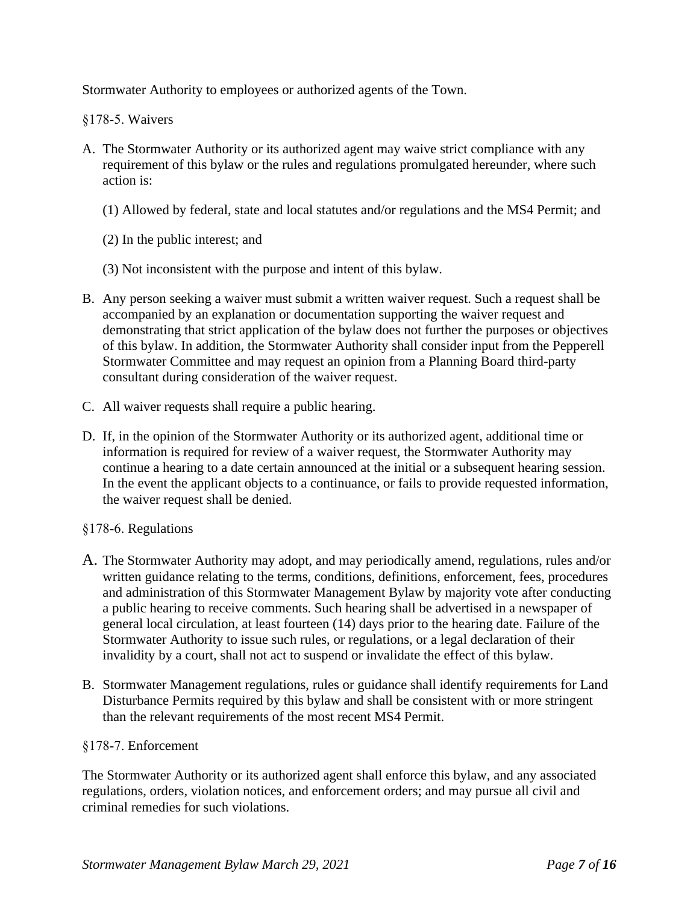Stormwater Authority to employees or authorized agents of the Town.

§178-5. Waivers

A. The Stormwater Authority or its authorized agent may waive strict compliance with any requirement of this bylaw or the rules and regulations promulgated hereunder, where such action is:

   (1) Allowed by federal, state and local statutes and/or regulations and the MS4 Permit; and

   (2) In the public interest; and

   (3) Not inconsistent with the purpose and intent of this bylaw.

B. Any person seeking a waiver must submit a written waiver request. Such a request shall be accompanied by an explanation or documentation supporting the waiver request and demonstrating that strict application of the bylaw does not further the purposes or objectives of this bylaw. In addition, the Stormwater Authority shall consider input from the Pepperell Stormwater Committee and may request an opinion from a Planning Board third-party consultant during consideration of the waiver request.

C. All waiver requests shall require a public hearing.

D. If, in the opinion of the Stormwater Authority or its authorized agent, additional time or information is required for review of a waiver request, the Stormwater Authority may continue a hearing to a date certain announced at the initial or a subsequent hearing session. In the event the applicant objects to a continuance, or fails to provide requested information, the waiver request shall be denied.

§178-6. Regulations

A. The Stormwater Authority may adopt, and may periodically amend, regulations, rules and/or written guidance relating to the terms, conditions, definitions, enforcement, fees, procedures and administration of this Stormwater Management Bylaw by majority vote after conducting a public hearing to receive comments. Such hearing shall be advertised in a newspaper of general local circulation, at least fourteen (14) days prior to the hearing date. Failure of the Stormwater Authority to issue such rules, or regulations, or a legal declaration of their invalidity by a court, shall not act to suspend or invalidate the effect of this bylaw.

B. Stormwater Management regulations, rules or guidance shall identify requirements for Land Disturbance Permits required by this bylaw and shall be consistent with or more stringent than the relevant requirements of the most recent MS4 Permit.

§178-7. Enforcement

The Stormwater Authority or its authorized agent shall enforce this bylaw, and any associated regulations, orders, violation notices, and enforcement orders; and may pursue all civil and criminal remedies for such violations.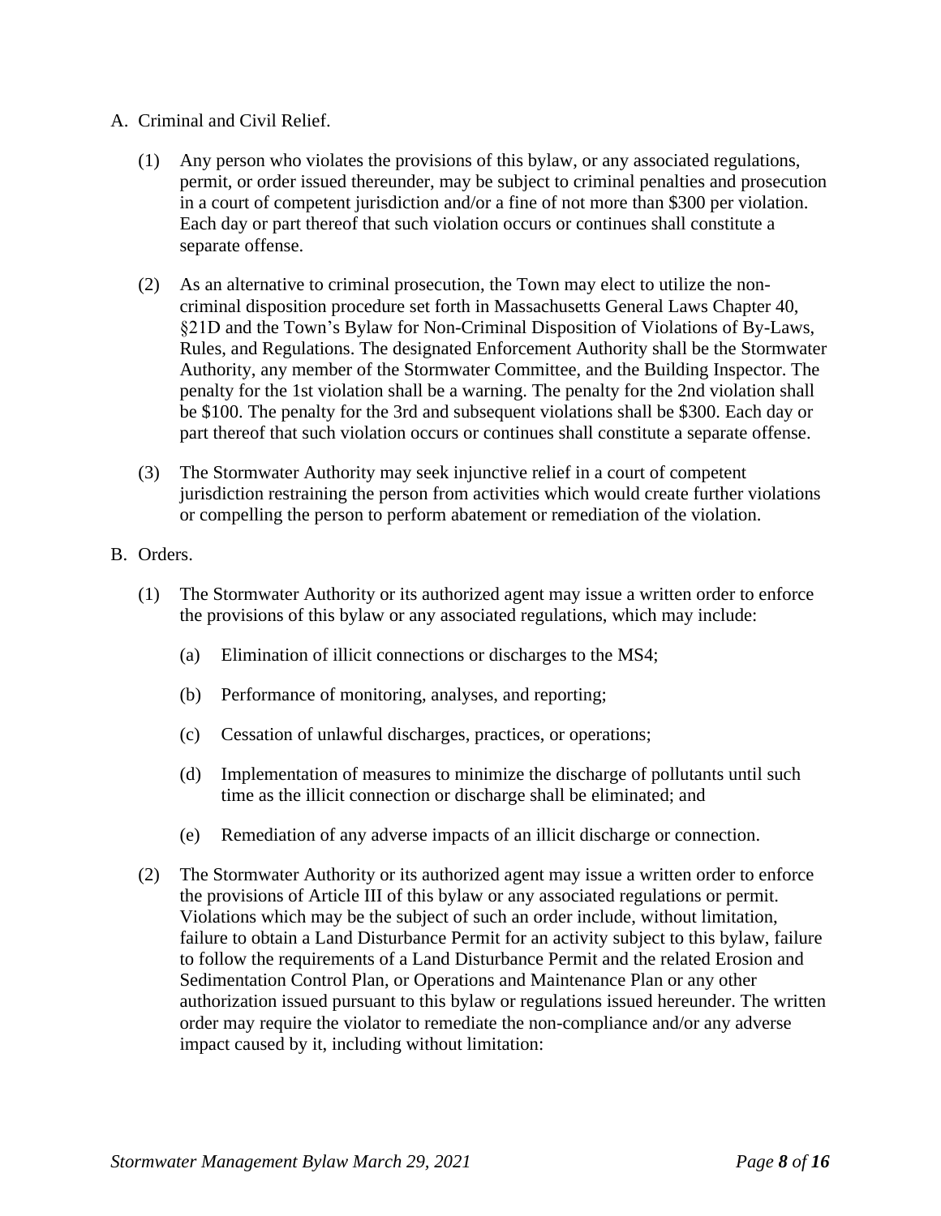A. Criminal and Civil Relief.

(1) Any person who violates the provisions of this bylaw, or any associated regulations, permit, or order issued thereunder, may be subject to criminal penalties and prosecution in a court of competent jurisdiction and/or a fine of not more than $300 per violation. Each day or part thereof that such violation occurs or continues shall constitute a separate offense.

(2) As an alternative to criminal prosecution, the Town may elect to utilize the non-criminal disposition procedure set forth in Massachusetts General Laws Chapter 40, §21D and the Town's Bylaw for Non-Criminal Disposition of Violations of By-Laws, Rules, and Regulations. The designated Enforcement Authority shall be the Stormwater Authority, any member of the Stormwater Committee, and the Building Inspector. The penalty for the 1st violation shall be a warning. The penalty for the 2nd violation shall be $100. The penalty for the 3rd and subsequent violations shall be $300. Each day or part thereof that such violation occurs or continues shall constitute a separate offense.

(3) The Stormwater Authority may seek injunctive relief in a court of competent jurisdiction restraining the person from activities which would create further violations or compelling the person to perform abatement or remediation of the violation.

B. Orders.

(1) The Stormwater Authority or its authorized agent may issue a written order to enforce the provisions of this bylaw or any associated regulations, which may include:

(a) Elimination of illicit connections or discharges to the MS4;

(b) Performance of monitoring, analyses, and reporting;

(c) Cessation of unlawful discharges, practices, or operations;

(d) Implementation of measures to minimize the discharge of pollutants until such time as the illicit connection or discharge shall be eliminated; and

(e) Remediation of any adverse impacts of an illicit discharge or connection.

(2) The Stormwater Authority or its authorized agent may issue a written order to enforce the provisions of Article III of this bylaw or any associated regulations or permit. Violations which may be the subject of such an order include, without limitation, failure to obtain a Land Disturbance Permit for an activity subject to this bylaw, failure to follow the requirements of a Land Disturbance Permit and the related Erosion and Sedimentation Control Plan, or Operations and Maintenance Plan or any other authorization issued pursuant to this bylaw or regulations issued hereunder. The written order may require the violator to remediate the non-compliance and/or any adverse impact caused by it, including without limitation: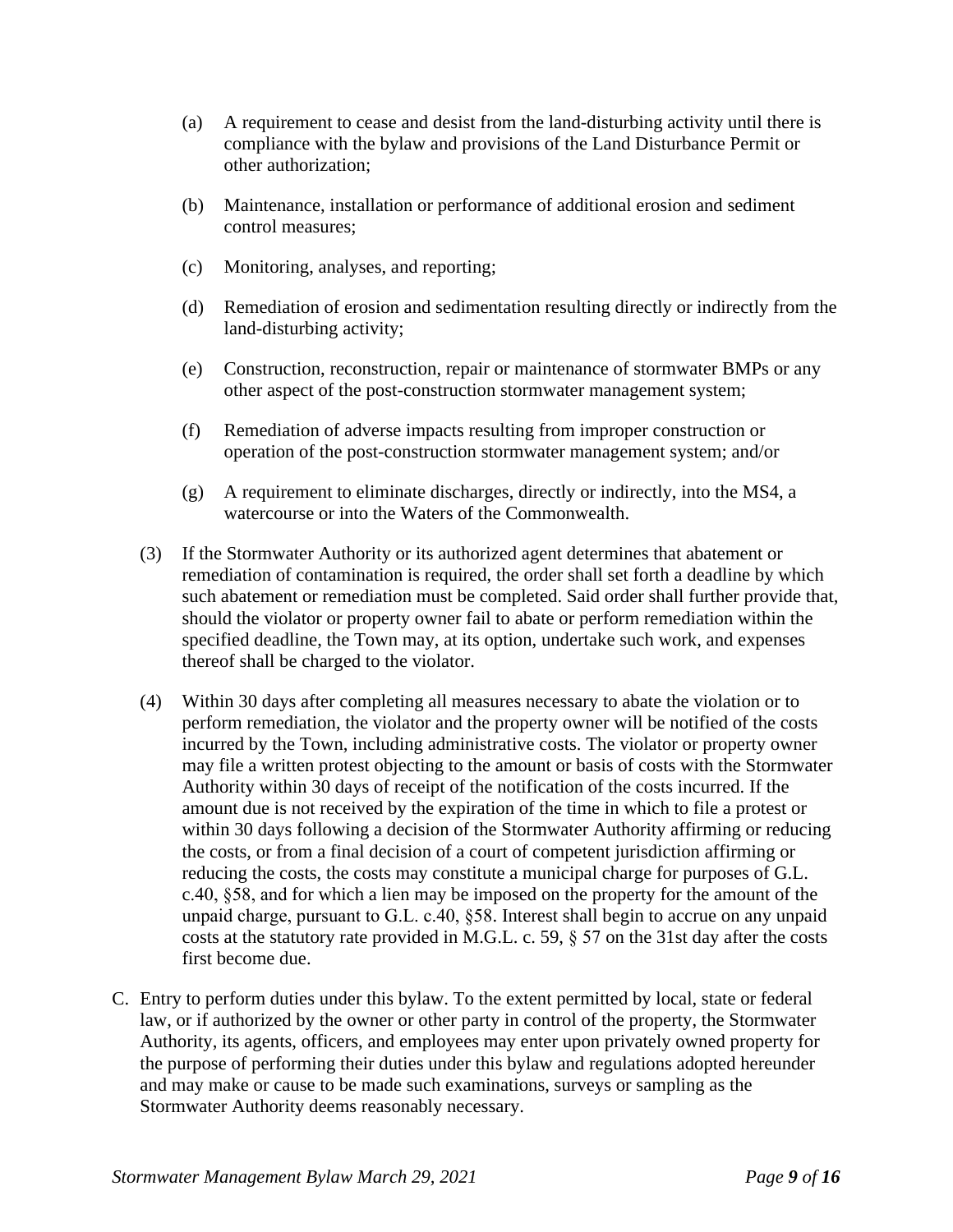(a) A requirement to cease and desist from the land-disturbing activity until there is compliance with the bylaw and provisions of the Land Disturbance Permit or other authorization;

(b) Maintenance, installation or performance of additional erosion and sediment control measures;

(c) Monitoring, analyses, and reporting;

(d) Remediation of erosion and sedimentation resulting directly or indirectly from the land-disturbing activity;

(e) Construction, reconstruction, repair or maintenance of stormwater BMPs or any other aspect of the post-construction stormwater management system;

(f) Remediation of adverse impacts resulting from improper construction or operation of the post-construction stormwater management system; and/or

(g) A requirement to eliminate discharges, directly or indirectly, into the MS4, a watercourse or into the Waters of the Commonwealth.

(3) If the Stormwater Authority or its authorized agent determines that abatement or remediation of contamination is required, the order shall set forth a deadline by which such abatement or remediation must be completed. Said order shall further provide that, should the violator or property owner fail to abate or perform remediation within the specified deadline, the Town may, at its option, undertake such work, and expenses thereof shall be charged to the violator.

(4) Within 30 days after completing all measures necessary to abate the violation or to perform remediation, the violator and the property owner will be notified of the costs incurred by the Town, including administrative costs. The violator or property owner may file a written protest objecting to the amount or basis of costs with the Stormwater Authority within 30 days of receipt of the notification of the costs incurred. If the amount due is not received by the expiration of the time in which to file a protest or within 30 days following a decision of the Stormwater Authority affirming or reducing the costs, or from a final decision of a court of competent jurisdiction affirming or reducing the costs, the costs may constitute a municipal charge for purposes of G.L. c.40, §58, and for which a lien may be imposed on the property for the amount of the unpaid charge, pursuant to G.L. c.40, §58. Interest shall begin to accrue on any unpaid costs at the statutory rate provided in M.G.L. c. 59, § 57 on the 31st day after the costs first become due.

C. Entry to perform duties under this bylaw. To the extent permitted by local, state or federal law, or if authorized by the owner or other party in control of the property, the Stormwater Authority, its agents, officers, and employees may enter upon privately owned property for the purpose of performing their duties under this bylaw and regulations adopted hereunder and may make or cause to be made such examinations, surveys or sampling as the Stormwater Authority deems reasonably necessary.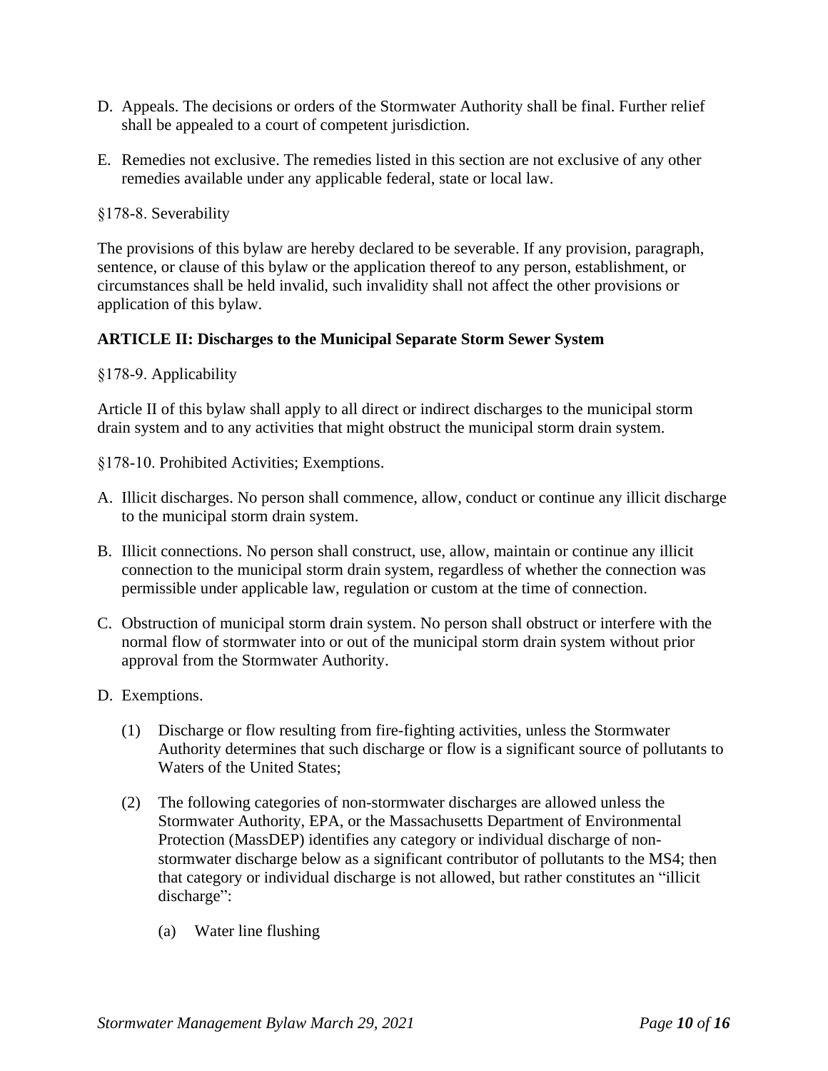D. Appeals. The decisions or orders of the Stormwater Authority shall be final. Further relief shall be appealed to a court of competent jurisdiction.

E. Remedies not exclusive. The remedies listed in this section are not exclusive of any other remedies available under any applicable federal, state or local law.

§178-8. Severability

The provisions of this bylaw are hereby declared to be severable. If any provision, paragraph, sentence, or clause of this bylaw or the application thereof to any person, establishment, or circumstances shall be held invalid, such invalidity shall not affect the other provisions or application of this bylaw.

## ARTICLE II: Discharges to the Municipal Separate Storm Sewer System

§178-9. Applicability

Article II of this bylaw shall apply to all direct or indirect discharges to the municipal storm drain system and to any activities that might obstruct the municipal storm drain system.

§178-10. Prohibited Activities; Exemptions.

A. Illicit discharges. No person shall commence, allow, conduct or continue any illicit discharge to the municipal storm drain system.

B. Illicit connections. No person shall construct, use, allow, maintain or continue any illicit connection to the municipal storm drain system, regardless of whether the connection was permissible under applicable law, regulation or custom at the time of connection.

C. Obstruction of municipal storm drain system. No person shall obstruct or interfere with the normal flow of stormwater into or out of the municipal storm drain system without prior approval from the Stormwater Authority.

D. Exemptions.

   (1) Discharge or flow resulting from fire-fighting activities, unless the Stormwater Authority determines that such discharge or flow is a significant source of pollutants to Waters of the United States;

   (2) The following categories of non-stormwater discharges are allowed unless the Stormwater Authority, EPA, or the Massachusetts Department of Environmental Protection (MassDEP) identifies any category or individual discharge of non-stormwater discharge below as a significant contributor of pollutants to the MS4; then that category or individual discharge is not allowed, but rather constitutes an "illicit discharge":

      (a) Water line flushing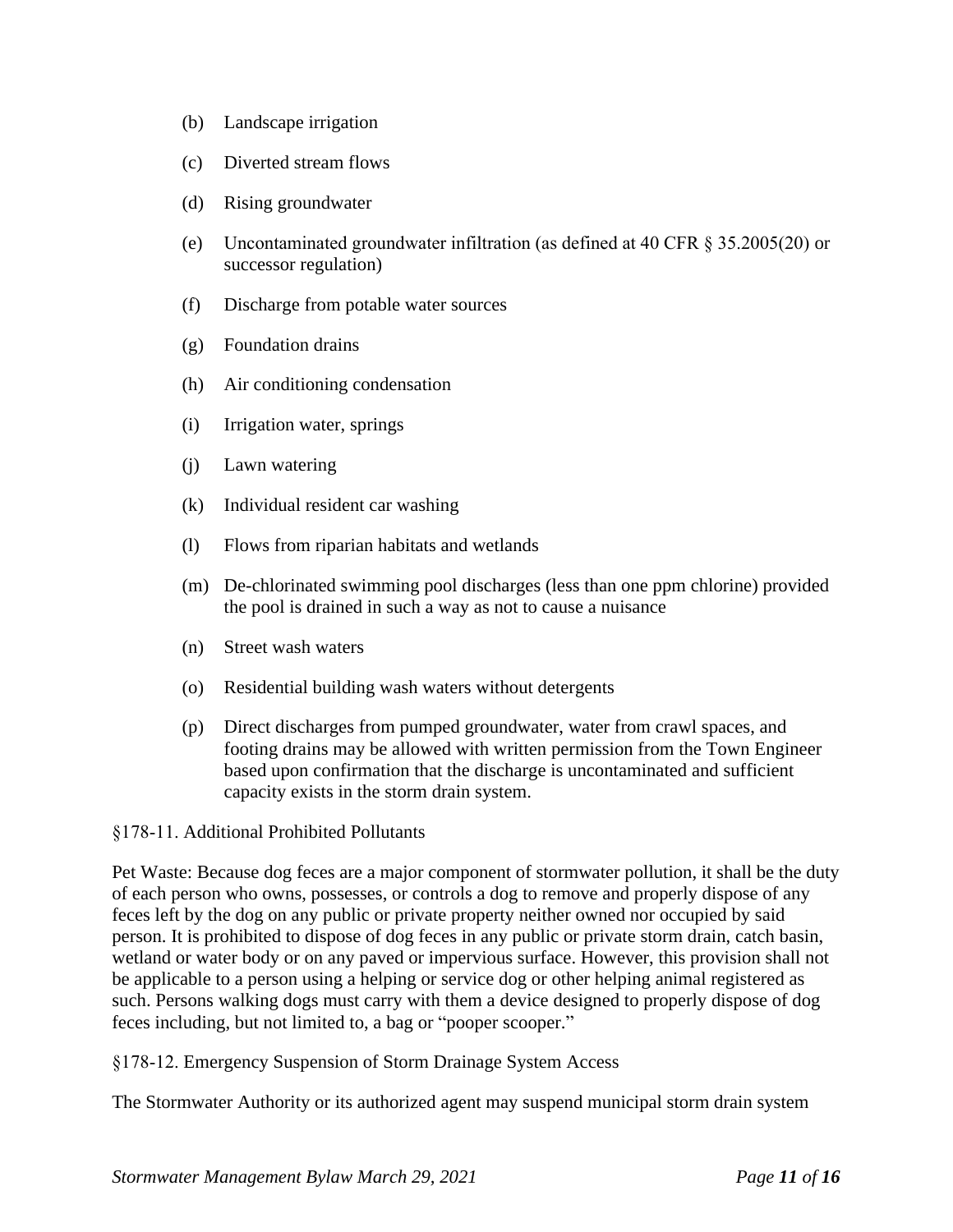(b) Landscape irrigation

(c) Diverted stream flows

(d) Rising groundwater

(e) Uncontaminated groundwater infiltration (as defined at 40 CFR § 35.2005(20) or successor regulation)

(f) Discharge from potable water sources

(g) Foundation drains

(h) Air conditioning condensation

(i) Irrigation water, springs

(j) Lawn watering

(k) Individual resident car washing

(l) Flows from riparian habitats and wetlands

(m) De-chlorinated swimming pool discharges (less than one ppm chlorine) provided the pool is drained in such a way as not to cause a nuisance

(n) Street wash waters

(o) Residential building wash waters without detergents

(p) Direct discharges from pumped groundwater, water from crawl spaces, and footing drains may be allowed with written permission from the Town Engineer based upon confirmation that the discharge is uncontaminated and sufficient capacity exists in the storm drain system.

§178-11. Additional Prohibited Pollutants

Pet Waste: Because dog feces are a major component of stormwater pollution, it shall be the duty of each person who owns, possesses, or controls a dog to remove and properly dispose of any feces left by the dog on any public or private property neither owned nor occupied by said person. It is prohibited to dispose of dog feces in any public or private storm drain, catch basin, wetland or water body or on any paved or impervious surface. However, this provision shall not be applicable to a person using a helping or service dog or other helping animal registered as such. Persons walking dogs must carry with them a device designed to properly dispose of dog feces including, but not limited to, a bag or "pooper scooper."

§178-12. Emergency Suspension of Storm Drainage System Access

The Stormwater Authority or its authorized agent may suspend municipal storm drain system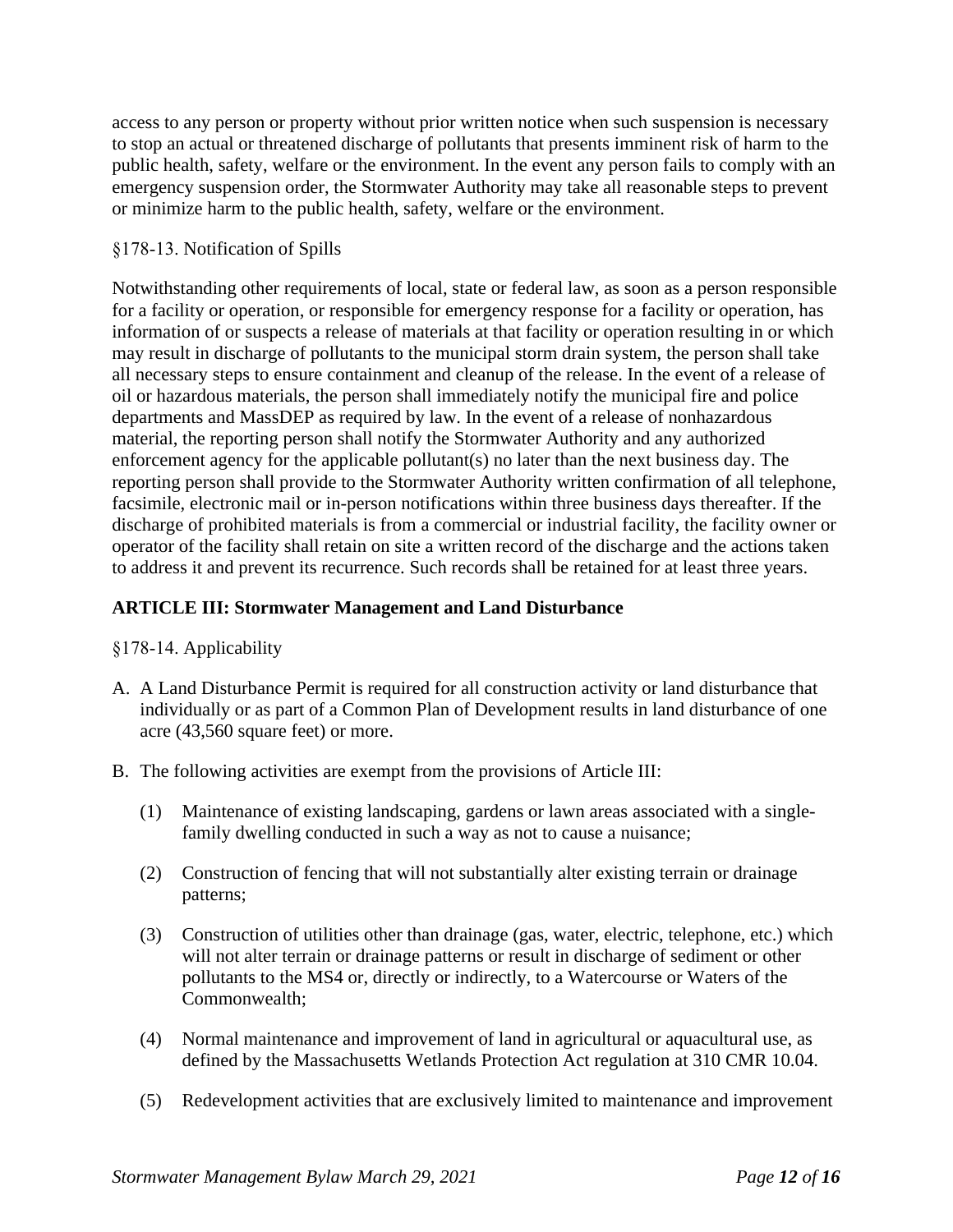access to any person or property without prior written notice when such suspension is necessary to stop an actual or threatened discharge of pollutants that presents imminent risk of harm to the public health, safety, welfare or the environment. In the event any person fails to comply with an emergency suspension order, the Stormwater Authority may take all reasonable steps to prevent or minimize harm to the public health, safety, welfare or the environment.

§178-13. Notification of Spills

Notwithstanding other requirements of local, state or federal law, as soon as a person responsible for a facility or operation, or responsible for emergency response for a facility or operation, has information of or suspects a release of materials at that facility or operation resulting in or which may result in discharge of pollutants to the municipal storm drain system, the person shall take all necessary steps to ensure containment and cleanup of the release. In the event of a release of oil or hazardous materials, the person shall immediately notify the municipal fire and police departments and MassDEP as required by law. In the event of a release of nonhazardous material, the reporting person shall notify the Stormwater Authority and any authorized enforcement agency for the applicable pollutant(s) no later than the next business day. The reporting person shall provide to the Stormwater Authority written confirmation of all telephone, facsimile, electronic mail or in-person notifications within three business days thereafter. If the discharge of prohibited materials is from a commercial or industrial facility, the facility owner or operator of the facility shall retain on site a written record of the discharge and the actions taken to address it and prevent its recurrence. Such records shall be retained for at least three years.

## ARTICLE III: Stormwater Management and Land Disturbance

§178-14. Applicability

A. A Land Disturbance Permit is required for all construction activity or land disturbance that individually or as part of a Common Plan of Development results in land disturbance of one acre (43,560 square feet) or more.

B. The following activities are exempt from the provisions of Article III:

   (1) Maintenance of existing landscaping, gardens or lawn areas associated with a single-family dwelling conducted in such a way as not to cause a nuisance;

   (2) Construction of fencing that will not substantially alter existing terrain or drainage patterns;

   (3) Construction of utilities other than drainage (gas, water, electric, telephone, etc.) which will not alter terrain or drainage patterns or result in discharge of sediment or other pollutants to the MS4 or, directly or indirectly, to a Watercourse or Waters of the Commonwealth;

   (4) Normal maintenance and improvement of land in agricultural or aquacultural use, as defined by the Massachusetts Wetlands Protection Act regulation at 310 CMR 10.04.

   (5) Redevelopment activities that are exclusively limited to maintenance and improvement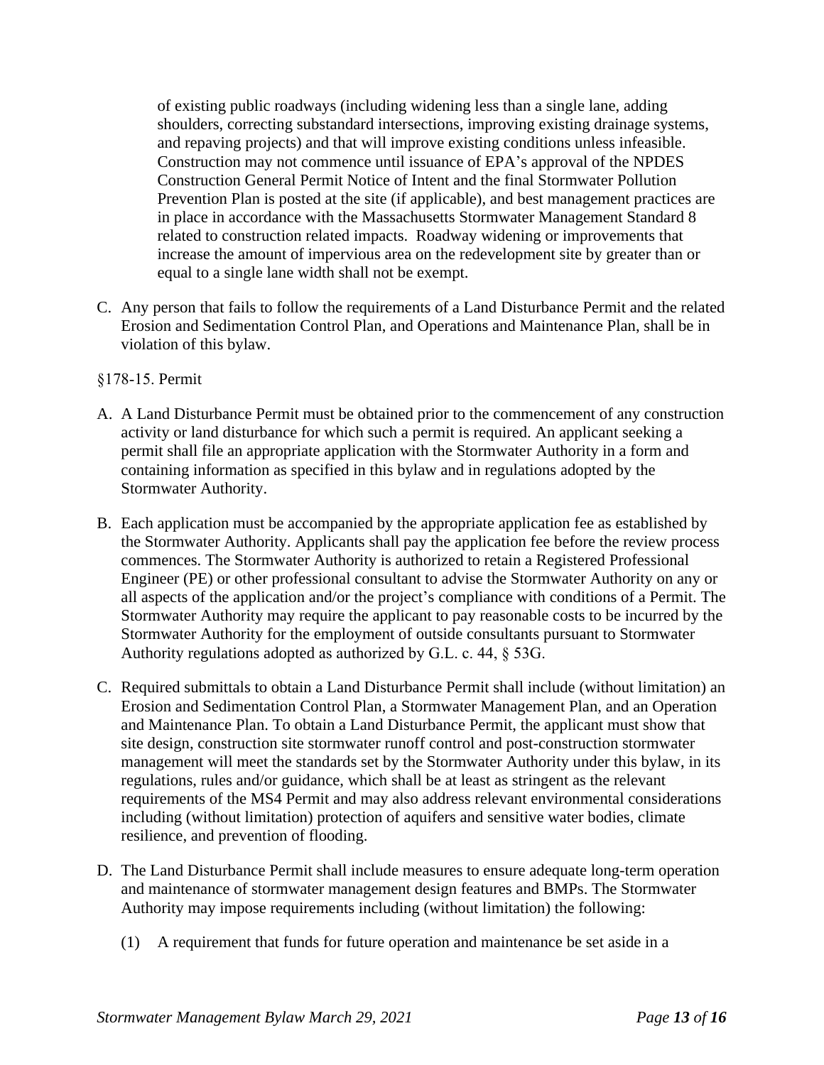of existing public roadways (including widening less than a single lane, adding shoulders, correcting substandard intersections, improving existing drainage systems, and repaving projects) and that will improve existing conditions unless infeasible. Construction may not commence until issuance of EPA's approval of the NPDES Construction General Permit Notice of Intent and the final Stormwater Pollution Prevention Plan is posted at the site (if applicable), and best management practices are in place in accordance with the Massachusetts Stormwater Management Standard 8 related to construction related impacts. Roadway widening or improvements that increase the amount of impervious area on the redevelopment site by greater than or equal to a single lane width shall not be exempt.

C. Any person that fails to follow the requirements of a Land Disturbance Permit and the related Erosion and Sedimentation Control Plan, and Operations and Maintenance Plan, shall be in violation of this bylaw.

§178-15. Permit

A. A Land Disturbance Permit must be obtained prior to the commencement of any construction activity or land disturbance for which such a permit is required. An applicant seeking a permit shall file an appropriate application with the Stormwater Authority in a form and containing information as specified in this bylaw and in regulations adopted by the Stormwater Authority.

B. Each application must be accompanied by the appropriate application fee as established by the Stormwater Authority. Applicants shall pay the application fee before the review process commences. The Stormwater Authority is authorized to retain a Registered Professional Engineer (PE) or other professional consultant to advise the Stormwater Authority on any or all aspects of the application and/or the project's compliance with conditions of a Permit. The Stormwater Authority may require the applicant to pay reasonable costs to be incurred by the Stormwater Authority for the employment of outside consultants pursuant to Stormwater Authority regulations adopted as authorized by G.L. c. 44, § 53G.

C. Required submittals to obtain a Land Disturbance Permit shall include (without limitation) an Erosion and Sedimentation Control Plan, a Stormwater Management Plan, and an Operation and Maintenance Plan. To obtain a Land Disturbance Permit, the applicant must show that site design, construction site stormwater runoff control and post-construction stormwater management will meet the standards set by the Stormwater Authority under this bylaw, in its regulations, rules and/or guidance, which shall be at least as stringent as the relevant requirements of the MS4 Permit and may also address relevant environmental considerations including (without limitation) protection of aquifers and sensitive water bodies, climate resilience, and prevention of flooding.

D. The Land Disturbance Permit shall include measures to ensure adequate long-term operation and maintenance of stormwater management design features and BMPs. The Stormwater Authority may impose requirements including (without limitation) the following:

   (1) A requirement that funds for future operation and maintenance be set aside in a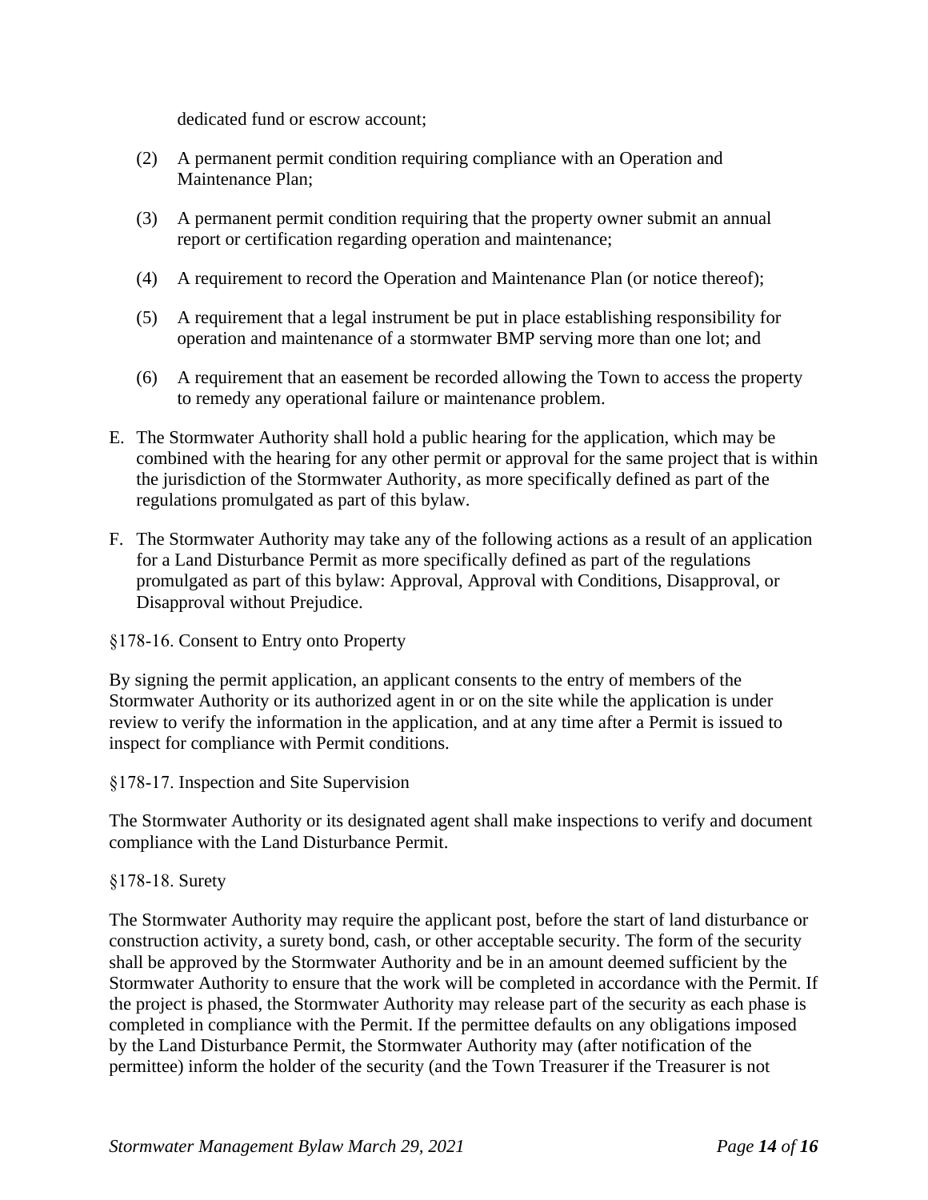dedicated fund or escrow account;

(2) A permanent permit condition requiring compliance with an Operation and Maintenance Plan;

(3) A permanent permit condition requiring that the property owner submit an annual report or certification regarding operation and maintenance;

(4) A requirement to record the Operation and Maintenance Plan (or notice thereof);

(5) A requirement that a legal instrument be put in place establishing responsibility for operation and maintenance of a stormwater BMP serving more than one lot; and

(6) A requirement that an easement be recorded allowing the Town to access the property to remedy any operational failure or maintenance problem.

E. The Stormwater Authority shall hold a public hearing for the application, which may be combined with the hearing for any other permit or approval for the same project that is within the jurisdiction of the Stormwater Authority, as more specifically defined as part of the regulations promulgated as part of this bylaw.

F. The Stormwater Authority may take any of the following actions as a result of an application for a Land Disturbance Permit as more specifically defined as part of the regulations promulgated as part of this bylaw: Approval, Approval with Conditions, Disapproval, or Disapproval without Prejudice.

§178-16. Consent to Entry onto Property

By signing the permit application, an applicant consents to the entry of members of the Stormwater Authority or its authorized agent in or on the site while the application is under review to verify the information in the application, and at any time after a Permit is issued to inspect for compliance with Permit conditions.

§178-17. Inspection and Site Supervision

The Stormwater Authority or its designated agent shall make inspections to verify and document compliance with the Land Disturbance Permit.

§178-18. Surety

The Stormwater Authority may require the applicant post, before the start of land disturbance or construction activity, a surety bond, cash, or other acceptable security. The form of the security shall be approved by the Stormwater Authority and be in an amount deemed sufficient by the Stormwater Authority to ensure that the work will be completed in accordance with the Permit. If the project is phased, the Stormwater Authority may release part of the security as each phase is completed in compliance with the Permit. If the permittee defaults on any obligations imposed by the Land Disturbance Permit, the Stormwater Authority may (after notification of the permittee) inform the holder of the security (and the Town Treasurer if the Treasurer is not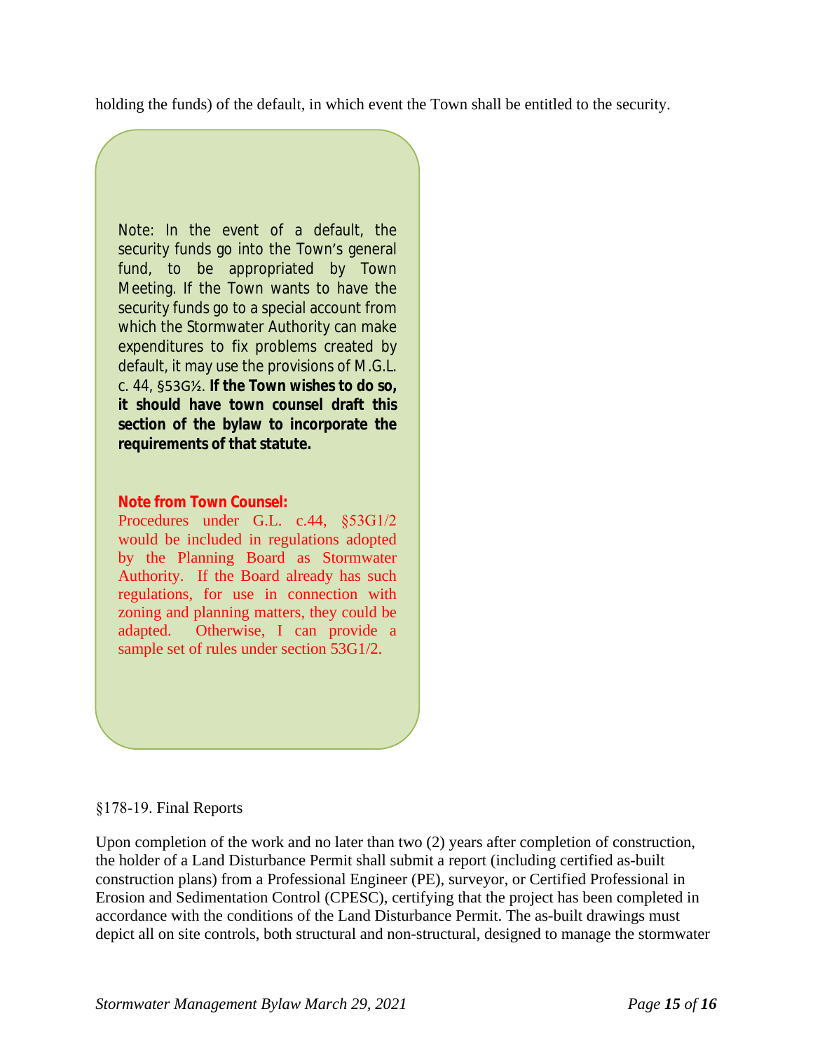holding the funds) of the default, in which event the Town shall be entitled to the security.

> Note: In the event of a default, the security funds go into the Town's general fund, to be appropriated by Town Meeting. If the Town wants to have the security funds go to a special account from which the Stormwater Authority can make expenditures to fix problems created by default, it may use the provisions of M.G.L. c. 44, §53G½. **If the Town wishes to do so, it should have town counsel draft this section of the bylaw to incorporate the requirements of that statute.**
>
> **Note from Town Counsel:**
> Procedures under G.L. c.44, §53G1/2 would be included in regulations adopted by the Planning Board as Stormwater Authority. If the Board already has such regulations, for use in connection with zoning and planning matters, they could be adapted. Otherwise, I can provide a sample set of rules under section 53G1/2.

§178-19. Final Reports

Upon completion of the work and no later than two (2) years after completion of construction, the holder of a Land Disturbance Permit shall submit a report (including certified as-built construction plans) from a Professional Engineer (PE), surveyor, or Certified Professional in Erosion and Sedimentation Control (CPESC), certifying that the project has been completed in accordance with the conditions of the Land Disturbance Permit. The as-built drawings must depict all on site controls, both structural and non-structural, designed to manage the stormwater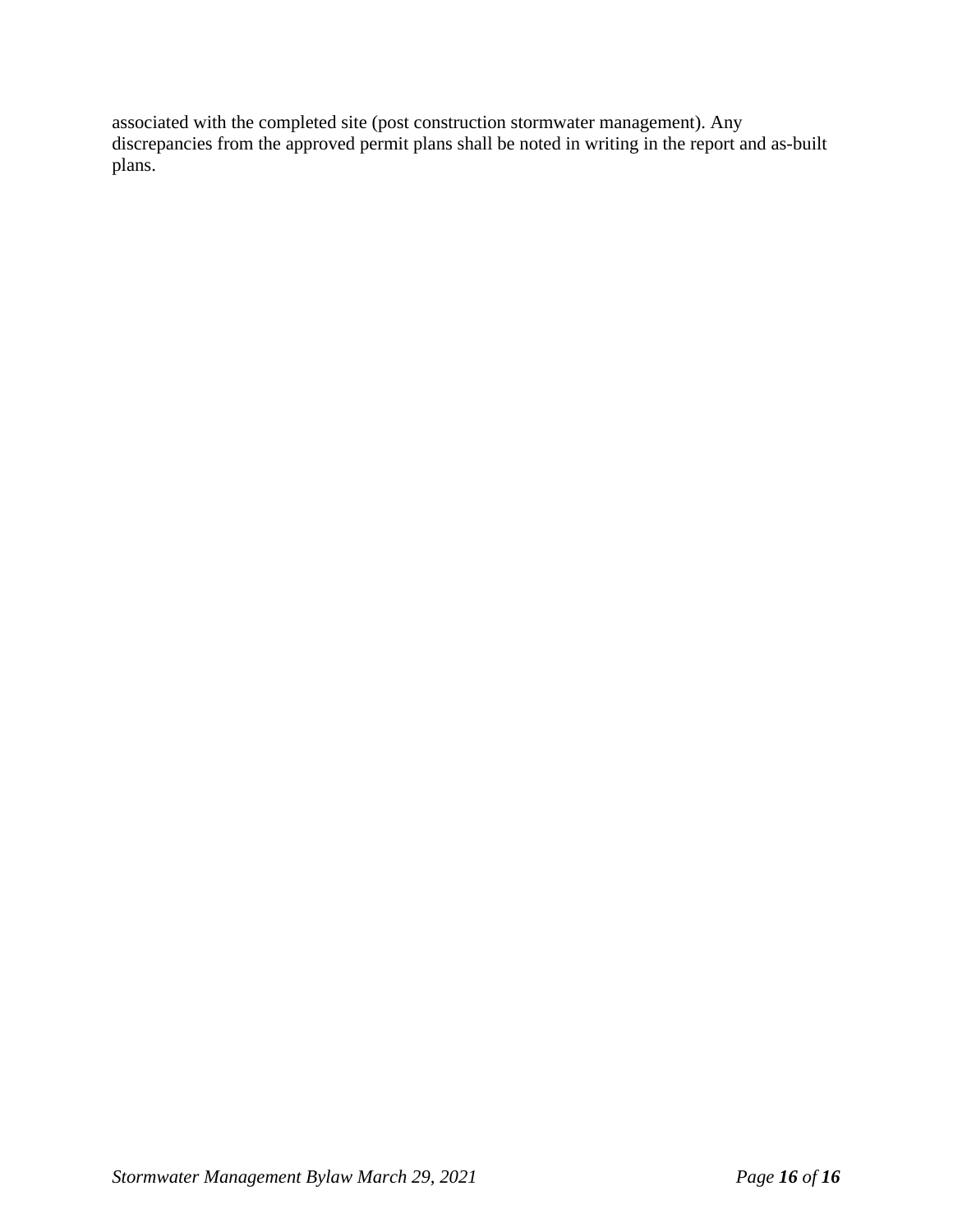associated with the completed site (post construction stormwater management). Any discrepancies from the approved permit plans shall be noted in writing in the report and as-built plans.